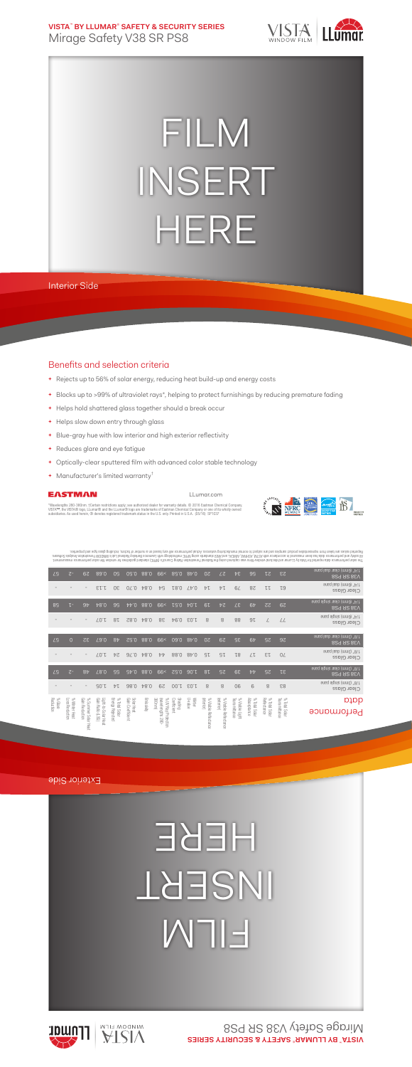**VISTA™ BY LLUMAR® SAFETY & SECURITY SERIES**

# Mirage Safety V38 SR PS8

FILM INSERT HERE

Interior Side

## Benefits and selection criteria

- Rejects up to 56% of solar energy, reducing heat build-up and energy costs
- Blocks up to >99% of ultraviolet rays*, helping to protect furnishings by reducing premature fading
- Helps hold shattered glass together should a break occur
- Helps slow down entry through glass
- Blue-gray hue with low interior and high exterior reflectivity
- Reduces glare and eye fatigue
- Optically-clear sputtered film with advanced color stable technology
- Manufacturer's limited warranty†

EASTMAN

LLumar.com

*Wavelengths 280-380nm. †Certain restrictions apply; see authorized dealer for warranty details. © 2016 Eastman Chemical Company. VISTA™, the VISTA® logo, LLumar® and the LLumar® logo are trademarks of Eastman Chemical Company or one of its wholly owned subsidiaries. As used herein, ® denotes registered trademark status in the U.S. only. Printed in U.S.A. (25/16) SP1037

## Performance data

| Performance data | % Total Solar Transmittance | % Total Solar Reflectance | % Total Solar Absorptance | % Visible Light Transmittance | % Visible Reflectance (exterior) | % Visible Reflectance (interior) | Winter U-Factor | Shading Coefficient | % UV Light Rejection (wavelengths 280-380nm) | Emissivity | Solar Heat Gain Coefficient | % Total Solar Energy Rejected | Light to Solar Heat Gain Ratio (LSG) | % Reduction of Solar Heat Gain | % Winter Heat Loss Reduction | % Glare Reduction |
|---|---|---|---|---|---|---|---|---|---|---|---|---|---|---|---|---|
| Clear Glass 1/8" (3mm) single pane | 83 | 8 | 9 | 90 | 8 | 8 | 1.03 | 1.00 | 29 | 0.84 | 0.86 | 14 | 1.05 | - | - | - |
| V38 SR PS8 1/8" (3mm) clear single pane | 31 | 25 | 44 | 39 | 25 | 18 | 1.06 | 0.52 | >99 | 0.88 | 0.45 | 55 | 0.87 | 48 | -2 | 57 |
| Clear Glass 1/8" (3mm) dual pane | 70 | 13 | 17 | 81 | 15 | 15 | 0.48 | 0.88 | 44 | 0.84 | 0.76 | 24 | 1.07 | - | - | - |
| V38 SR PS8 1/8" (3mm) clear dual pane | 26 | 25 | 49 | 35 | 29 | 20 | 0.48 | 0.60 | >99 | 0.88 | 0.52 | 48 | 0.67 | 32 | 0 | 57 |
| Clear Glass 1/4" (6mm) single pane | 77 | 7 | 16 | 88 | 8 | 8 | 1.03 | 0.94 | 38 | 0.84 | 0.82 | 18 | 1.07 | - | - | - |
| V38 SR PS8 1/4" (6mm) clear single pane | 29 | 22 | 49 | 37 | 24 | 19 | 1.04 | 0.51 | >99 | 0.88 | 0.44 | 56 | 0.84 | 46 | -1 | 58 |
| Clear Glass 1/4" (6mm) dual pane | 63 | 11 | 26 | 79 | 14 | 14 | 0.47 | 0.81 | 54 | 0.84 | 0.70 | 30 | 1.13 | - | - | - |
| V38 SR PS8 1/4" (6mm) clear dual pane | 23 | 21 | 56 | 34 | 27 | 20 | 0.48 | 0.58 | >99 | 0.88 | 0.50 | 50 | 0.68 | 29 | -2 | 57 |

The solar performance data reported for Vista by LLumar architectural window films was calculated using the National Fenestration Rating Council's (NFRC) standard guidelines for window film solar performance measurement. All safety and performance data have been measured in accordance with ASTM, ANSI/NFPA, and NFRC standards using NFRC methodology with Lawrence Berkeley National Lab's WINDOW Fenestration Analysis Software. Reported values are taken from representative product samples and are subject to normal manufacturing variances. Actual performance will vary based on a number of factors, including glass type and properties.

Exterior Side

FILM INSERT HERE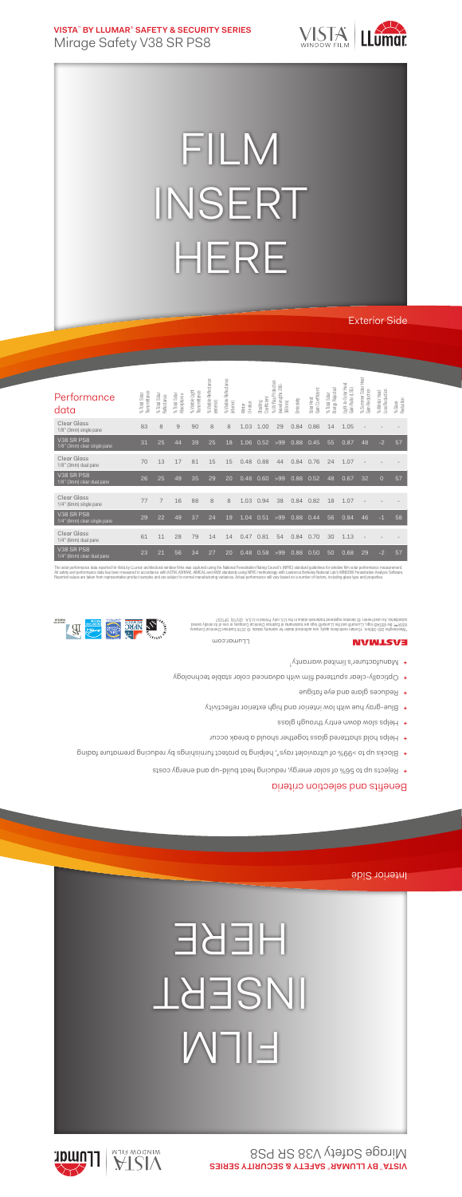# VISTA™ BY LLUMAR® SAFETY & SECURITY SERIES
## Mirage Safety V38 SR PS8

FILM INSERT HERE

Exterior Side

## Performance data

| | % Total Solar Transmittance | % Total Solar Reflectance | % Total Solar Absorbance | % Visible Light Transmittance | % Visible Reflectance (exterior) | % Visible Reflectance (interior) | Winter U-value | Shading Coefficient | % UV Ray Protection (wavelengths 280-380nm) | Emissivity | Solar Heat Gain Coefficient | % Total Solar Energy Rejected | Light to Solar Heat Gain Ratio (LSG) | % Summer Solar Heat Gain Reduction | % Winter Heat Loss Reduction | % Glare Reduction |
|---|---|---|---|---|---|---|---|---|---|---|---|---|---|---|---|---|
| Clear Glass 1/8" (3mm) single pane | 83 | 8 | 9 | 90 | 8 | 8 | 1.03 | 1.00 | 29 | 0.84 | 0.86 | 14 | 1.05 | - | - | - |
| V38 SR PS8 1/8" (3mm) clear single pane | 31 | 25 | 44 | 39 | 25 | 18 | 1.06 | 0.52 | >99 | 0.88 | 0.45 | 55 | 0.87 | 48 | -2 | 57 |
| Clear Glass 1/8" (3mm) dual pane | 70 | 13 | 17 | 81 | 15 | 15 | 0.48 | 0.88 | 44 | 0.84 | 0.76 | 24 | 1.07 | - | - | - |
| V38 SR PS8 1/8" (3mm) clear dual pane | 26 | 25 | 49 | 35 | 29 | 20 | 0.48 | 0.60 | >99 | 0.88 | 0.52 | 48 | 0.67 | 32 | 0 | 57 |
| Clear Glass 1/4" (6mm) single pane | 77 | 7 | 16 | 88 | 8 | 8 | 1.03 | 0.94 | 38 | 0.84 | 0.82 | 18 | 1.07 | - | - | - |
| V38 SR PS8 1/4" (6mm) clear single pane | 29 | 22 | 49 | 37 | 24 | 19 | 1.04 | 0.51 | >99 | 0.88 | 0.44 | 56 | 0.84 | 46 | -1 | 58 |
| Clear Glass 1/4" (6mm) dual pane | 61 | 11 | 28 | 79 | 14 | 14 | 0.47 | 0.81 | 54 | 0.84 | 0.70 | 30 | 1.13 | - | - | - |
| V38 SR PS8 1/4" (6mm) clear dual pane | 23 | 21 | 56 | 34 | 27 | 20 | 0.48 | 0.58 | >99 | 0.88 | 0.50 | 50 | 0.68 | 29 | -2 | 57 |

The solar performance data reported for Vista by LLumar architectural window films was captured using the National Fenestration Rating Council's (NFRC) standard guidelines for window film solar performance measurement. All safety and performance data has been measured in accordance with ASTM, ASHRAE, ANSI/CA and ANSI standards using NFRC methodology with Lawrence Berkeley National Lab's WINDOW Fenestration Analysis Software. Reported values are taken from representative product samples and are subject to normal manufacturing variances. Actual performance will vary based on a number of factors, including glass type and properties.

## Benefits and selection criteria

- Rejects up to 56% of solar energy, reducing heat build-up and energy costs
- Blocks up to >99% of ultraviolet rays*, helping to protect furnishings by reducing premature fading
- Helps hold shattered glass together should a break occur
- Helps slow down entry through glass
- Blue-gray hue with low interior and high exterior reflectivity
- Reduces glare and eye fatigue
- Optically-clear sputtered film with advanced color stable technology
- Manufacturer's limited warranty†

EASTMAN

LLumar.com

*Wavelengths 280-380nm. †Certain restrictions apply, see authorized dealer for warranty details. © 2018 Eastman Chemical Company. VISTA™, the VISTA® logo, LLumar® and the LLumar® logo are trademarks of Eastman Chemical Company or one of its wholly owned subsidiaries. As used herein, ® denotes registered trademark status in the U.S. only. Printed in U.S.A. (03/18) SIP1027

Interior Side

FILM INSERT HERE

Mirage Safety V38 SR PS8
VISTA™ BY LLUMAR® SAFETY & SECURITY SERIES